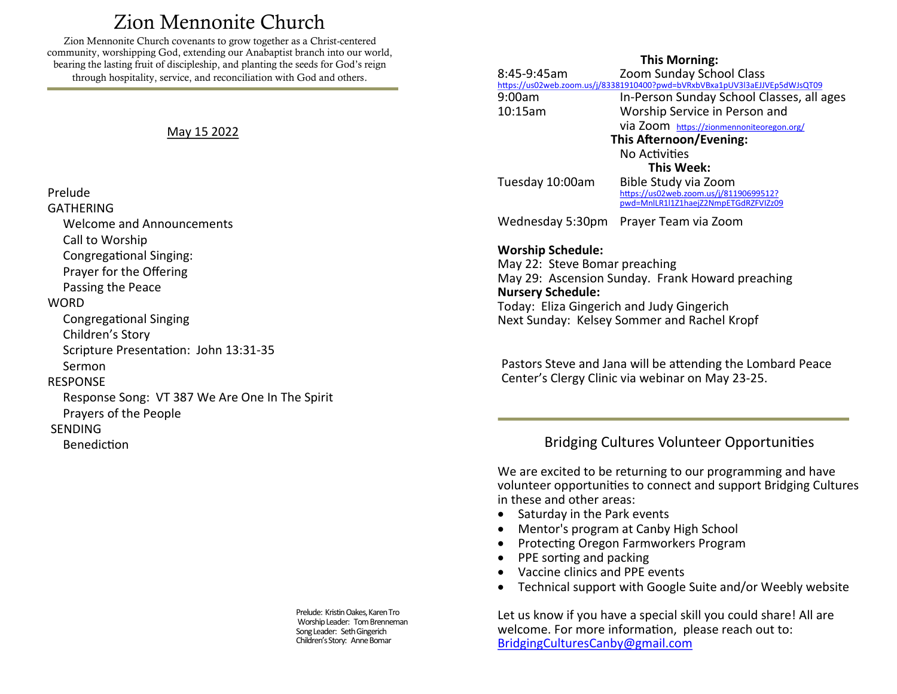# Zion Mennonite Church

Zion Mennonite Church covenants to grow together as a Christ-centered community, worshipping God, extending our Anabaptist branch into our world, bearing the lasting fruit of discipleship, and planting the seeds for God's reign through hospitality, service, and reconciliation with God and others.

May 15 2022

Prelude

GATHERING

- Welcome and Announcements
- Call to Worship
- Congregational Singing:
- Prayer for the Offering
- Passing the Peace

WORD

- Congregational Singing
- Children's Story
- Scripture Presentation: John 13:31-35
- Sermon

RESPONSE

- Response Song: VT 387 We Are One In The Spirit
- Prayers of the People

SENDING

- Benediction

Prelude: Kristin Oakes, Karen Tro
Worship Leader: Tom Brenneman
Song Leader: Seth Gingerich
Children's Story: Anne Bomar

**This Morning:**

8:45-9:45am Zoom Sunday School Class
https://us02web.zoom.us/j/83381910400?pwd=bVRxbVBxa1pUV3l3aEJJVEp5dWJsQT09

9:00am In-Person Sunday School Classes, all ages

10:15am Worship Service in Person and via Zoom https://zionmennoniteoregon.org/

**This Afternoon/Evening:**

No Activities

**This Week:**

Tuesday 10:00am Bible Study via Zoom
https://us02web.zoom.us/j/81190699512?pwd=MnlLR1l1Z1haejZ2NmpETGdRZFVIZz09

Wednesday 5:30pm Prayer Team via Zoom

**Worship Schedule:**
May 22: Steve Bomar preaching
May 29: Ascension Sunday. Frank Howard preaching

**Nursery Schedule:**
Today: Eliza Gingerich and Judy Gingerich
Next Sunday: Kelsey Sommer and Rachel Kropf

Pastors Steve and Jana will be attending the Lombard Peace Center's Clergy Clinic via webinar on May 23-25.

## Bridging Cultures Volunteer Opportunities

We are excited to be returning to our programming and have volunteer opportunities to connect and support Bridging Cultures in these and other areas:

- Saturday in the Park events
- Mentor's program at Canby High School
- Protecting Oregon Farmworkers Program
- PPE sorting and packing
- Vaccine clinics and PPE events
- Technical support with Google Suite and/or Weebly website

Let us know if you have a special skill you could share! All are welcome. For more information, please reach out to: BridgingCulturesCanby@gmail.com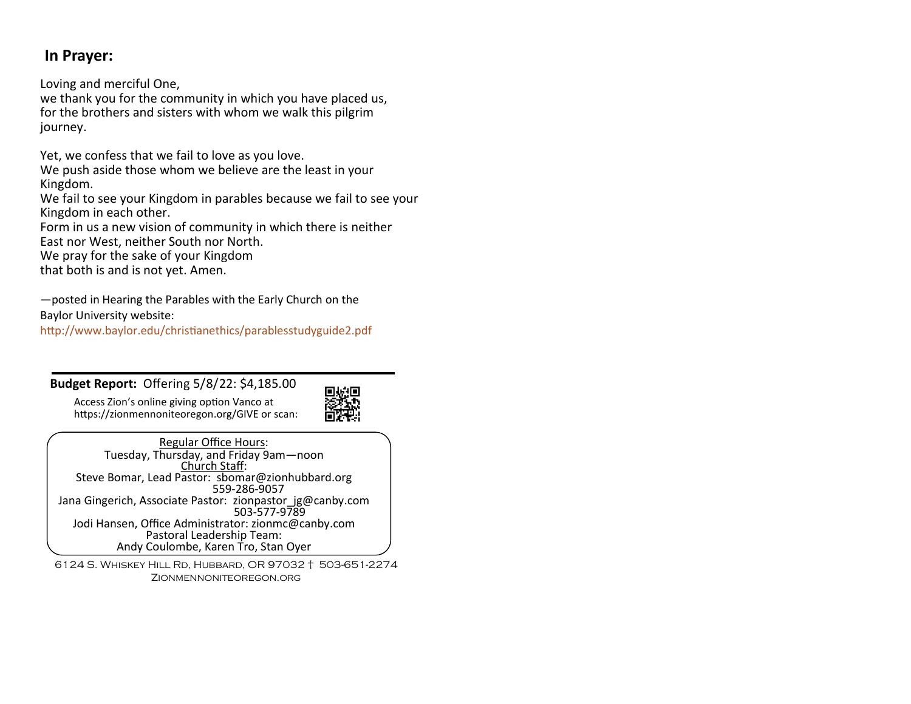## In Prayer:

Loving and merciful One,
we thank you for the community in which you have placed us,
for the brothers and sisters with whom we walk this pilgrim journey.

Yet, we confess that we fail to love as you love.
We push aside those whom we believe are the least in your Kingdom.
We fail to see your Kingdom in parables because we fail to see your Kingdom in each other.
Form in us a new vision of community in which there is neither East nor West, neither South nor North.
We pray for the sake of your Kingdom
that both is and is not yet. Amen.

—posted in Hearing the Parables with the Early Church on the Baylor University website:
http://www.baylor.edu/christianethics/parablesstudyguide2.pdf

---

**Budget Report:** Offering 5/8/22: $4,185.00

Access Zion's online giving option Vanco at https://zionmennoniteoregon.org/GIVE or scan:

Regular Office Hours:
Tuesday, Thursday, and Friday 9am—noon

Church Staff:
Steve Bomar, Lead Pastor: sbomar@zionhubbard.org
559-286-9057
Jana Gingerich, Associate Pastor: zionpastor_jg@canby.com
503-577-9789
Jodi Hansen, Office Administrator: zionmc@canby.com

Pastoral Leadership Team:
Andy Coulombe, Karen Tro, Stan Oyer

6124 S. Whiskey Hill Rd, Hubbard, OR 97032 † 503-651-2274
Zionmennoniteoregon.org